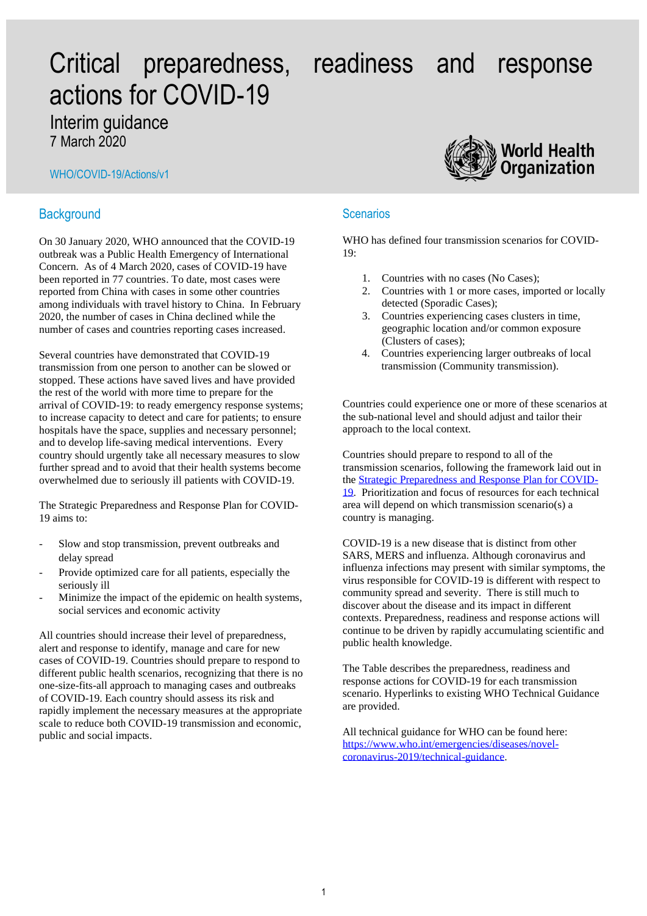# Critical preparedness, readiness and response actions for COVID-19

## Interim guidance

7 March 2020

WHO/COVID-19/Actions/v1

## Background

On 30 January 2020, WHO announced that the COVID-19 outbreak was a Public Health Emergency of International Concern. As of 4 March 2020, cases of COVID-19 have been reported in 77 countries. To date, most cases were reported from China with cases in some other countries among individuals with travel history to China. In February 2020, the number of cases in China declined while the number of cases and countries reporting cases increased.

Several countries have demonstrated that COVID-19 transmission from one person to another can be slowed or stopped. These actions have saved lives and have provided the rest of the world with more time to prepare for the arrival of COVID-19: to ready emergency response systems; to increase capacity to detect and care for patients; to ensure hospitals have the space, supplies and necessary personnel; and to develop life-saving medical interventions. Every country should urgently take all necessary measures to slow further spread and to avoid that their health systems become overwhelmed due to seriously ill patients with COVID-19.

The Strategic Preparedness and Response Plan for COVID-19 aims to:

- Slow and stop transmission, prevent outbreaks and delay spread
- Provide optimized care for all patients, especially the seriously ill
- Minimize the impact of the epidemic on health systems, social services and economic activity

All countries should increase their level of preparedness, alert and response to identify, manage and care for new cases of COVID-19. Countries should prepare to respond to different public health scenarios, recognizing that there is no one-size-fits-all approach to managing cases and outbreaks of COVID-19. Each country should assess its risk and rapidly implement the necessary measures at the appropriate scale to reduce both COVID-19 transmission and economic, public and social impacts.

## Scenarios

WHO has defined four transmission scenarios for COVID-19:

1. Countries with no cases (No Cases);
2. Countries with 1 or more cases, imported or locally detected (Sporadic Cases);
3. Countries experiencing cases clusters in time, geographic location and/or common exposure (Clusters of cases);
4. Countries experiencing larger outbreaks of local transmission (Community transmission).

Countries could experience one or more of these scenarios at the sub-national level and should adjust and tailor their approach to the local context.

Countries should prepare to respond to all of the transmission scenarios, following the framework laid out in the [Strategic Preparedness and Response Plan for COVID-19](). Prioritization and focus of resources for each technical area will depend on which transmission scenario(s) a country is managing.

COVID-19 is a new disease that is distinct from other SARS, MERS and influenza. Although coronavirus and influenza infections may present with similar symptoms, the virus responsible for COVID-19 is different with respect to community spread and severity. There is still much to discover about the disease and its impact in different contexts. Preparedness, readiness and response actions will continue to be driven by rapidly accumulating scientific and public health knowledge.

The Table describes the preparedness, readiness and response actions for COVID-19 for each transmission scenario. Hyperlinks to existing WHO Technical Guidance are provided.

All technical guidance for WHO can be found here: https://www.who.int/emergencies/diseases/novel-coronavirus-2019/technical-guidance.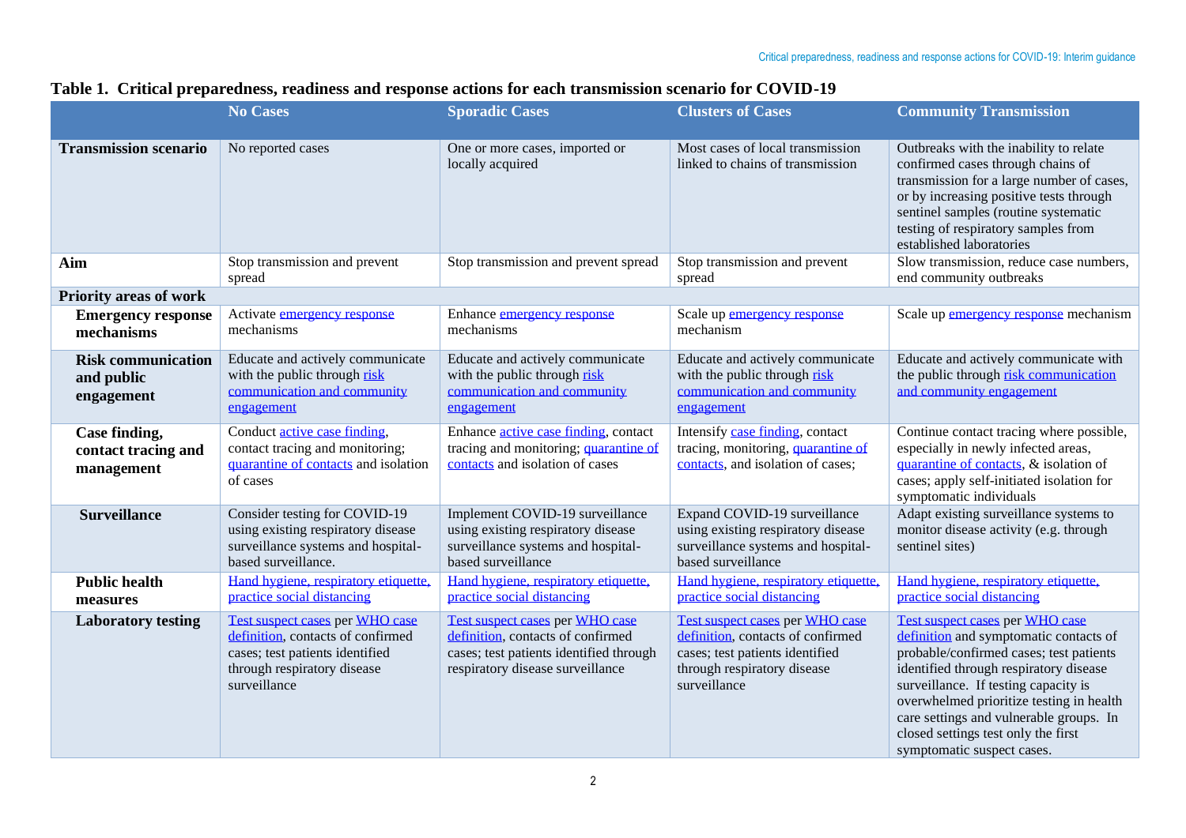## Table 1. Critical preparedness, readiness and response actions for each transmission scenario for COVID-19

| | No Cases | Sporadic Cases | Clusters of Cases | Community Transmission |
|---|---|---|---|---|
| **Transmission scenario** | No reported cases | One or more cases, imported or locally acquired | Most cases of local transmission linked to chains of transmission | Outbreaks with the inability to relate confirmed cases through chains of transmission for a large number of cases, or by increasing positive tests through sentinel samples (routine systematic testing of respiratory samples from established laboratories |
| **Aim** | Stop transmission and prevent spread | Stop transmission and prevent spread | Stop transmission and prevent spread | Slow transmission, reduce case numbers, end community outbreaks |
| **Priority areas of work** | | | | |
| **Emergency response mechanisms** | Activate emergency response mechanisms | Enhance emergency response mechanisms | Scale up emergency response mechanism | Scale up emergency response mechanism |
| **Risk communication and public engagement** | Educate and actively communicate with the public through risk communication and community engagement | Educate and actively communicate with the public through risk communication and community engagement | Educate and actively communicate with the public through risk communication and community engagement | Educate and actively communicate with the public through risk communication and community engagement |
| **Case finding, contact tracing and management** | Conduct active case finding, contact tracing and monitoring; quarantine of contacts and isolation of cases | Enhance active case finding, contact tracing and monitoring; quarantine of contacts and isolation of cases | Intensify case finding, contact tracing, monitoring, quarantine of contacts, and isolation of cases; | Continue contact tracing where possible, especially in newly infected areas, quarantine of contacts, & isolation of cases; apply self-initiated isolation for symptomatic individuals |
| **Surveillance** | Consider testing for COVID-19 using existing respiratory disease surveillance systems and hospital-based surveillance. | Implement COVID-19 surveillance using existing respiratory disease surveillance systems and hospital-based surveillance | Expand COVID-19 surveillance using existing respiratory disease surveillance systems and hospital-based surveillance | Adapt existing surveillance systems to monitor disease activity (e.g. through sentinel sites) |
| **Public health measures** | Hand hygiene, respiratory etiquette, practice social distancing | Hand hygiene, respiratory etiquette, practice social distancing | Hand hygiene, respiratory etiquette, practice social distancing | Hand hygiene, respiratory etiquette, practice social distancing |
| **Laboratory testing** | Test suspect cases per WHO case definition, contacts of confirmed cases; test patients identified through respiratory disease surveillance | Test suspect cases per WHO case definition, contacts of confirmed cases; test patients identified through respiratory disease surveillance | Test suspect cases per WHO case definition, contacts of confirmed cases; test patients identified through respiratory disease surveillance | Test suspect cases per WHO case definition and symptomatic contacts of probable/confirmed cases; test patients identified through respiratory disease surveillance. If testing capacity is overwhelmed prioritize testing in health care settings and vulnerable groups. In closed settings test only the first symptomatic suspect cases. |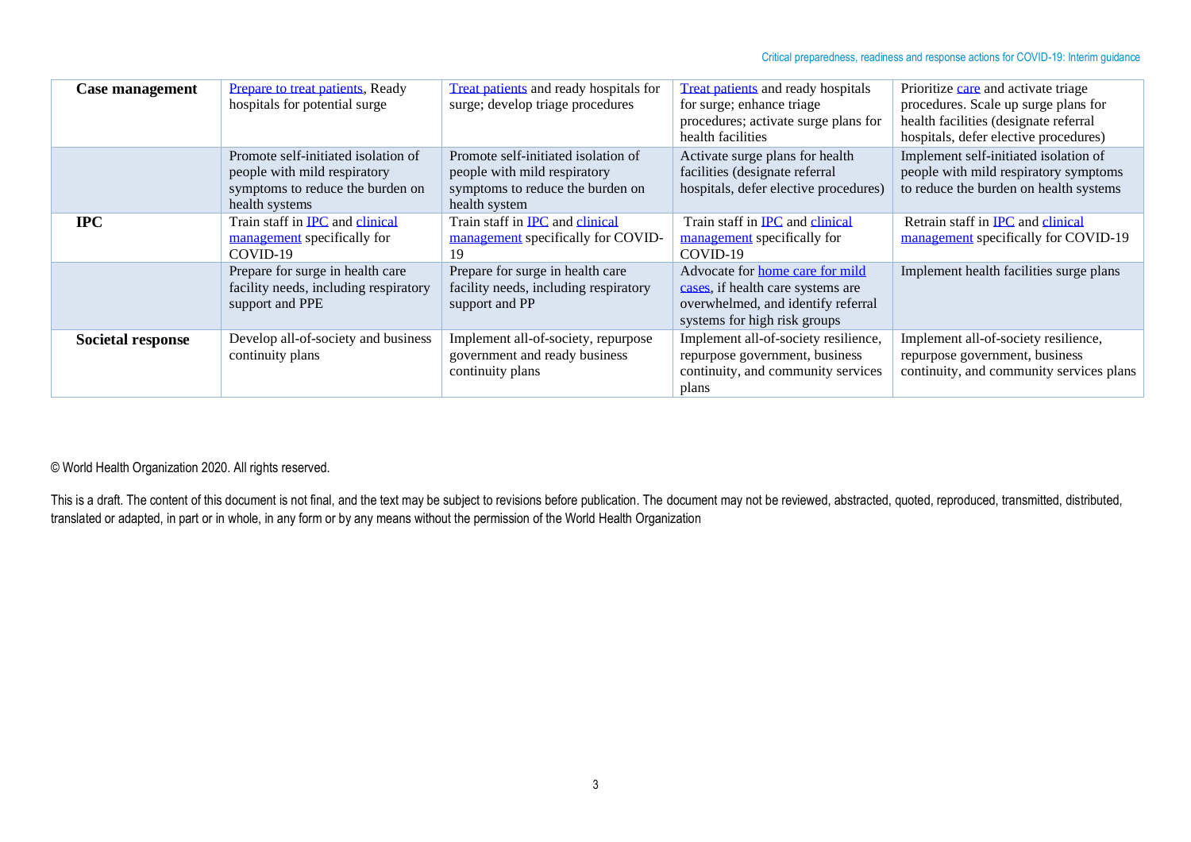| | | | | |
|---|---|---|---|---|
| **Case management** | Prepare to treat patients, Ready hospitals for potential surge | Treat patients and ready hospitals for surge; develop triage procedures | Treat patients and ready hospitals for surge; enhance triage procedures; activate surge plans for health facilities | Prioritize care and activate triage procedures. Scale up surge plans for health facilities (designate referral hospitals, defer elective procedures) |
| | Promote self-initiated isolation of people with mild respiratory symptoms to reduce the burden on health systems | Promote self-initiated isolation of people with mild respiratory symptoms to reduce the burden on health system | Activate surge plans for health facilities (designate referral hospitals, defer elective procedures) | Implement self-initiated isolation of people with mild respiratory symptoms to reduce the burden on health systems |
| **IPC** | Train staff in IPC and clinical management specifically for COVID-19 | Train staff in IPC and clinical management specifically for COVID-19 | Train staff in IPC and clinical management specifically for COVID-19 | Retrain staff in IPC and clinical management specifically for COVID-19 |
| | Prepare for surge in health care facility needs, including respiratory support and PPE | Prepare for surge in health care facility needs, including respiratory support and PP | Advocate for home care for mild cases, if health care systems are overwhelmed, and identify referral systems for high risk groups | Implement health facilities surge plans |
| **Societal response** | Develop all-of-society and business continuity plans | Implement all-of-society, repurpose government and ready business continuity plans | Implement all-of-society resilience, repurpose government, business continuity, and community services plans | Implement all-of-society resilience, repurpose government, business continuity, and community services plans |

© World Health Organization 2020. All rights reserved.

This is a draft. The content of this document is not final, and the text may be subject to revisions before publication. The document may not be reviewed, abstracted, quoted, reproduced, transmitted, distributed, translated or adapted, in part or in whole, in any form or by any means without the permission of the World Health Organization